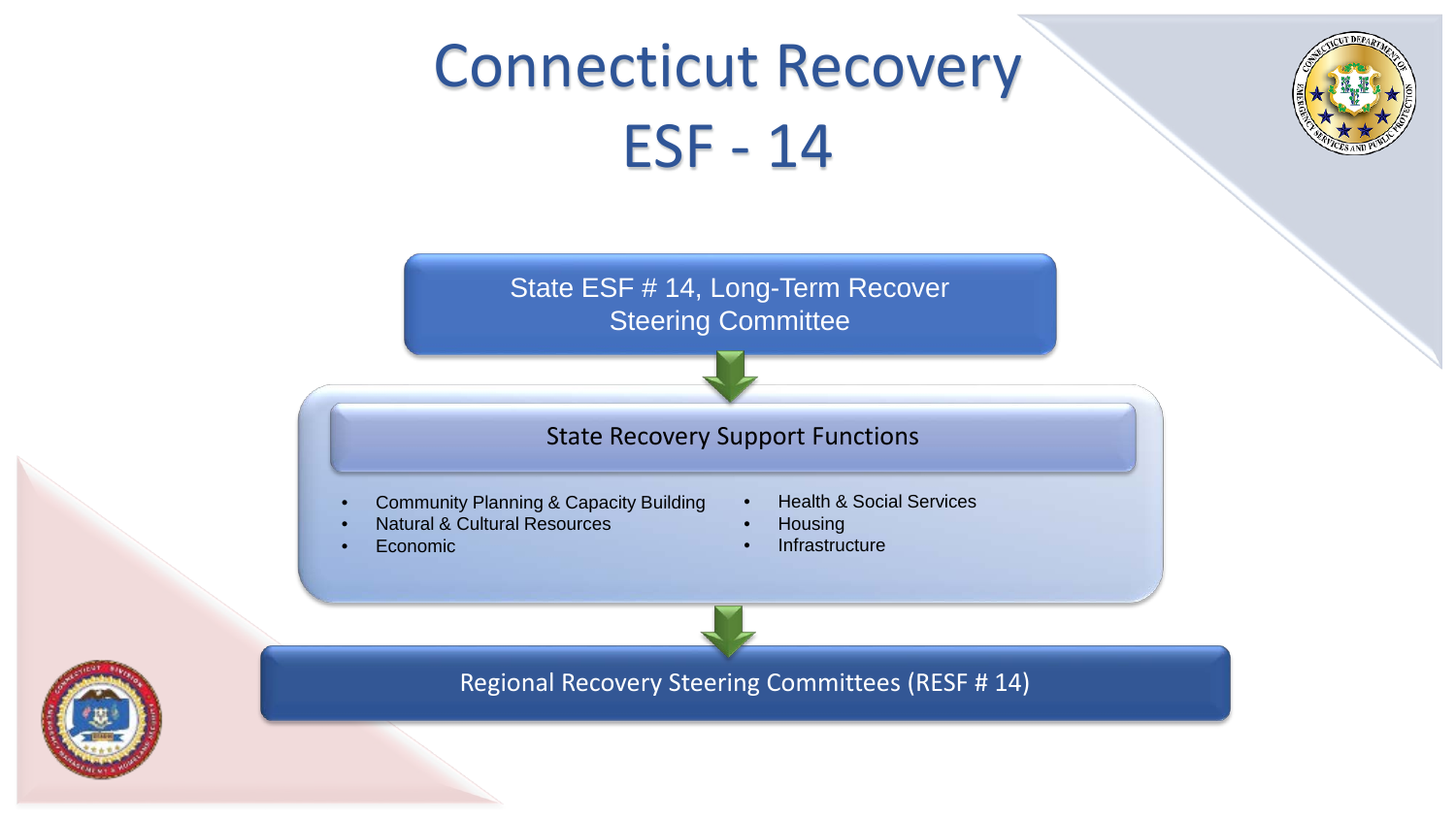# Connecticut Recovery ESF - 14

State ESF # 14, Long-Term Recover Steering Committee

## State Recovery Support Functions

- Community Planning & Capacity Building
- Natural & Cultural Resources
- Economic
- Health & Social Services
- Housing
- Infrastructure

Regional Recovery Steering Committees (RESF # 14)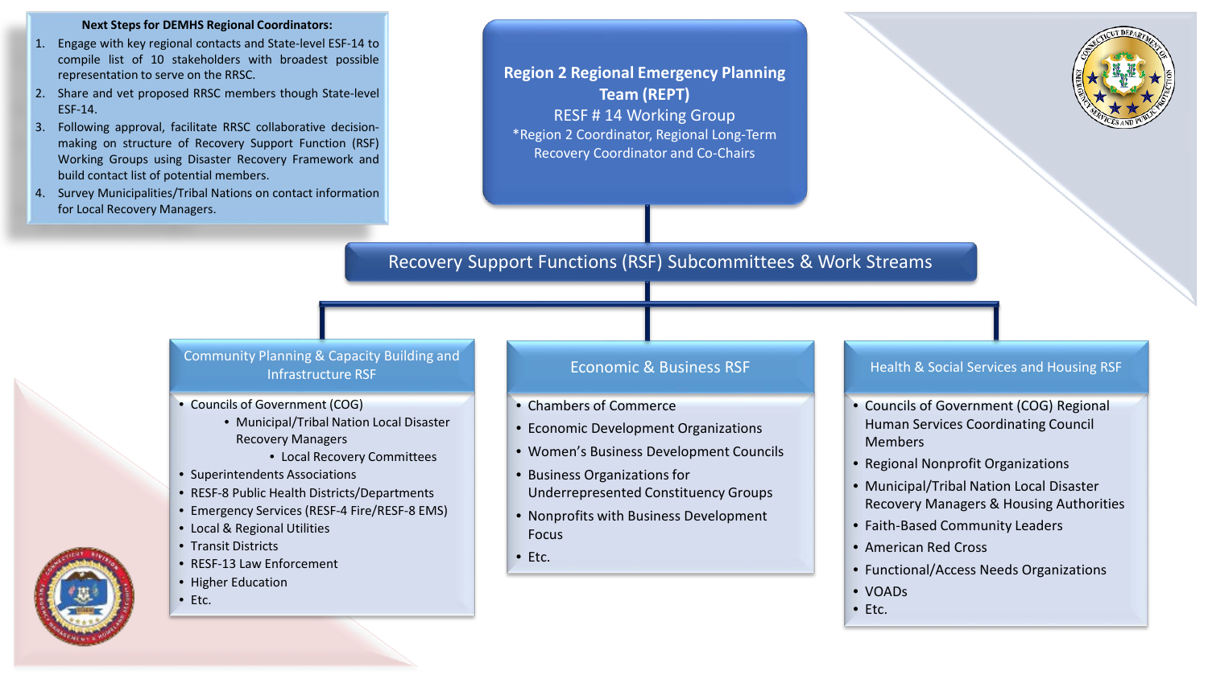**Next Steps for DEMHS Regional Coordinators:**

1. Engage with key regional contacts and State-level ESF-14 to compile list of 10 stakeholders with broadest possible representation to serve on the RRSC.
2. Share and vet proposed RRSC members though State-level ESF-14.
3. Following approval, facilitate RRSC collaborative decision-making on structure of Recovery Support Function (RSF) Working Groups using Disaster Recovery Framework and build contact list of potential members.
4. Survey Municipalities/Tribal Nations on contact information for Local Recovery Managers.

## Region 2 Regional Emergency Planning Team (REPT)

RESF # 14 Working Group

*Region 2 Coordinator, Regional Long-Term Recovery Coordinator and Co-Chairs

## Recovery Support Functions (RSF) Subcommittees & Work Streams

### Community Planning & Capacity Building and Infrastructure RSF

- Councils of Government (COG)
  - Municipal/Tribal Nation Local Disaster Recovery Managers
    - Local Recovery Committees
- Superintendents Associations
- RESF-8 Public Health Districts/Departments
- Emergency Services (RESF-4 Fire/RESF-8 EMS)
- Local & Regional Utilities
- Transit Districts
- RESF-13 Law Enforcement
- Higher Education
- Etc.

### Economic & Business RSF

- Chambers of Commerce
- Economic Development Organizations
- Women's Business Development Councils
- Business Organizations for Underrepresented Constituency Groups
- Nonprofits with Business Development Focus
- Etc.

### Health & Social Services and Housing RSF

- Councils of Government (COG) Regional Human Services Coordinating Council Members
- Regional Nonprofit Organizations
- Municipal/Tribal Nation Local Disaster Recovery Managers & Housing Authorities
- Faith-Based Community Leaders
- American Red Cross
- Functional/Access Needs Organizations
- VOADs
- Etc.